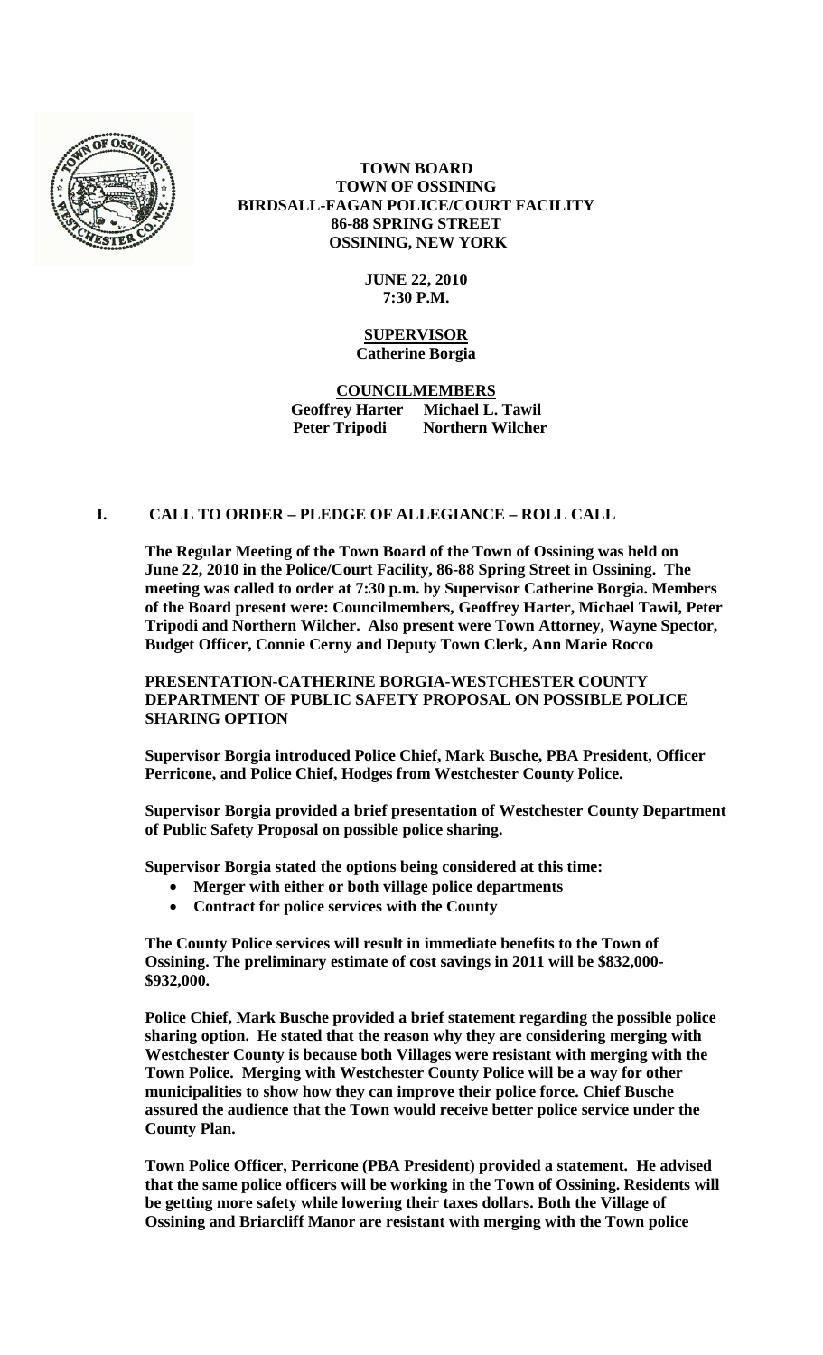# TOWN BOARD
# TOWN OF OSSINING
# BIRDSALL-FAGAN POLICE/COURT FACILITY
# 86-88 SPRING STREET
# OSSINING, NEW YORK

**JUNE 22, 2010**
**7:30 P.M.**

**SUPERVISOR**
**Catherine Borgia**

**COUNCILMEMBERS**
**Geoffrey Harter Michael L. Tawil**
**Peter Tripodi Northern Wilcher**

## I. CALL TO ORDER – PLEDGE OF ALLEGIANCE – ROLL CALL

**The Regular Meeting of the Town Board of the Town of Ossining was held on June 22, 2010 in the Police/Court Facility, 86-88 Spring Street in Ossining. The meeting was called to order at 7:30 p.m. by Supervisor Catherine Borgia. Members of the Board present were: Councilmembers, Geoffrey Harter, Michael Tawil, Peter Tripodi and Northern Wilcher. Also present were Town Attorney, Wayne Spector, Budget Officer, Connie Cerny and Deputy Town Clerk, Ann Marie Rocco**

**PRESENTATION-CATHERINE BORGIA-WESTCHESTER COUNTY DEPARTMENT OF PUBLIC SAFETY PROPOSAL ON POSSIBLE POLICE SHARING OPTION**

**Supervisor Borgia introduced Police Chief, Mark Busche, PBA President, Officer Perricone, and Police Chief, Hodges from Westchester County Police.**

**Supervisor Borgia provided a brief presentation of Westchester County Department of Public Safety Proposal on possible police sharing.**

**Supervisor Borgia stated the options being considered at this time:**

- **Merger with either or both village police departments**
- **Contract for police services with the County**

**The County Police services will result in immediate benefits to the Town of Ossining. The preliminary estimate of cost savings in 2011 will be $832,000-$932,000.**

**Police Chief, Mark Busche provided a brief statement regarding the possible police sharing option. He stated that the reason why they are considering merging with Westchester County is because both Villages were resistant with merging with the Town Police. Merging with Westchester County Police will be a way for other municipalities to show how they can improve their police force. Chief Busche assured the audience that the Town would receive better police service under the County Plan.**

**Town Police Officer, Perricone (PBA President) provided a statement. He advised that the same police officers will be working in the Town of Ossining. Residents will be getting more safety while lowering their taxes dollars. Both the Village of Ossining and Briarcliff Manor are resistant with merging with the Town police**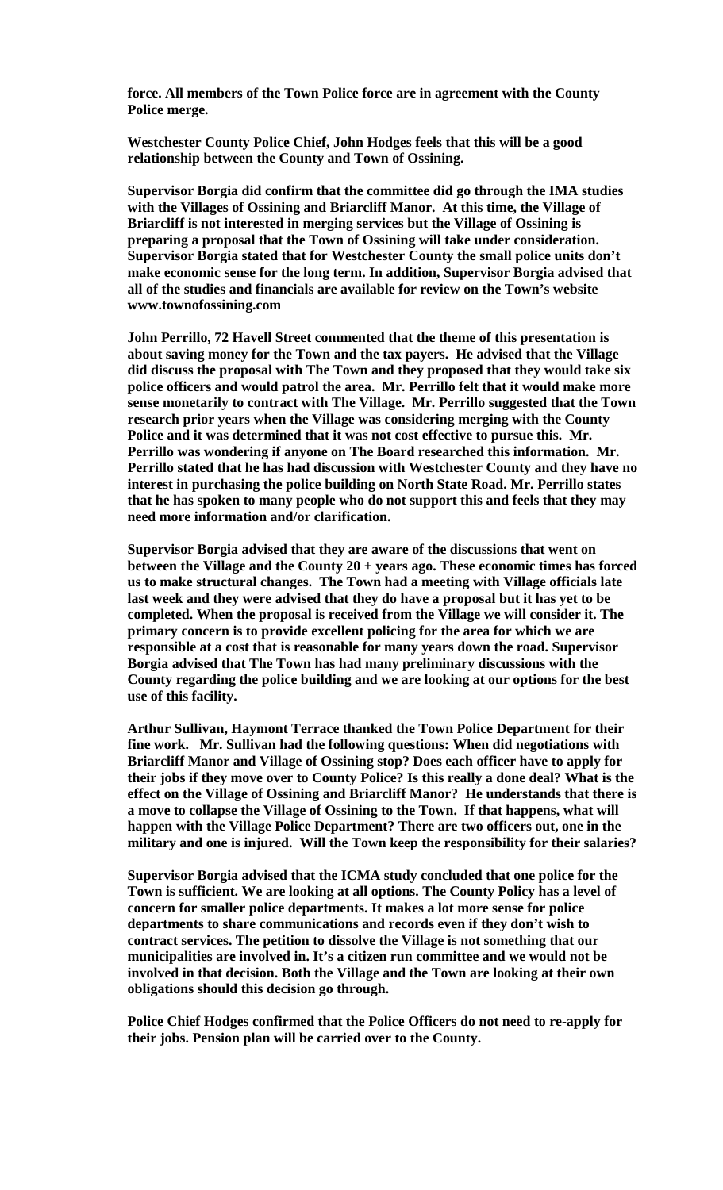**force. All members of the Town Police force are in agreement with the County Police merge.**

**Westchester County Police Chief, John Hodges feels that this will be a good relationship between the County and Town of Ossining.**

**Supervisor Borgia did confirm that the committee did go through the IMA studies with the Villages of Ossining and Briarcliff Manor. At this time, the Village of Briarcliff is not interested in merging services but the Village of Ossining is preparing a proposal that the Town of Ossining will take under consideration. Supervisor Borgia stated that for Westchester County the small police units don't make economic sense for the long term. In addition, Supervisor Borgia advised that all of the studies and financials are available for review on the Town's website www.townofossining.com**

**John Perrillo, 72 Havell Street commented that the theme of this presentation is about saving money for the Town and the tax payers. He advised that the Village did discuss the proposal with The Town and they proposed that they would take six police officers and would patrol the area. Mr. Perrillo felt that it would make more sense monetarily to contract with The Village. Mr. Perrillo suggested that the Town research prior years when the Village was considering merging with the County Police and it was determined that it was not cost effective to pursue this. Mr. Perrillo was wondering if anyone on The Board researched this information. Mr. Perrillo stated that he has had discussion with Westchester County and they have no interest in purchasing the police building on North State Road. Mr. Perrillo states that he has spoken to many people who do not support this and feels that they may need more information and/or clarification.**

**Supervisor Borgia advised that they are aware of the discussions that went on between the Village and the County 20 + years ago. These economic times has forced us to make structural changes. The Town had a meeting with Village officials late last week and they were advised that they do have a proposal but it has yet to be completed. When the proposal is received from the Village we will consider it. The primary concern is to provide excellent policing for the area for which we are responsible at a cost that is reasonable for many years down the road. Supervisor Borgia advised that The Town has had many preliminary discussions with the County regarding the police building and we are looking at our options for the best use of this facility.**

**Arthur Sullivan, Haymont Terrace thanked the Town Police Department for their fine work. Mr. Sullivan had the following questions: When did negotiations with Briarcliff Manor and Village of Ossining stop? Does each officer have to apply for their jobs if they move over to County Police? Is this really a done deal? What is the effect on the Village of Ossining and Briarcliff Manor? He understands that there is a move to collapse the Village of Ossining to the Town. If that happens, what will happen with the Village Police Department? There are two officers out, one in the military and one is injured. Will the Town keep the responsibility for their salaries?**

**Supervisor Borgia advised that the ICMA study concluded that one police for the Town is sufficient. We are looking at all options. The County Policy has a level of concern for smaller police departments. It makes a lot more sense for police departments to share communications and records even if they don't wish to contract services. The petition to dissolve the Village is not something that our municipalities are involved in. It's a citizen run committee and we would not be involved in that decision. Both the Village and the Town are looking at their own obligations should this decision go through.**

**Police Chief Hodges confirmed that the Police Officers do not need to re-apply for their jobs. Pension plan will be carried over to the County.**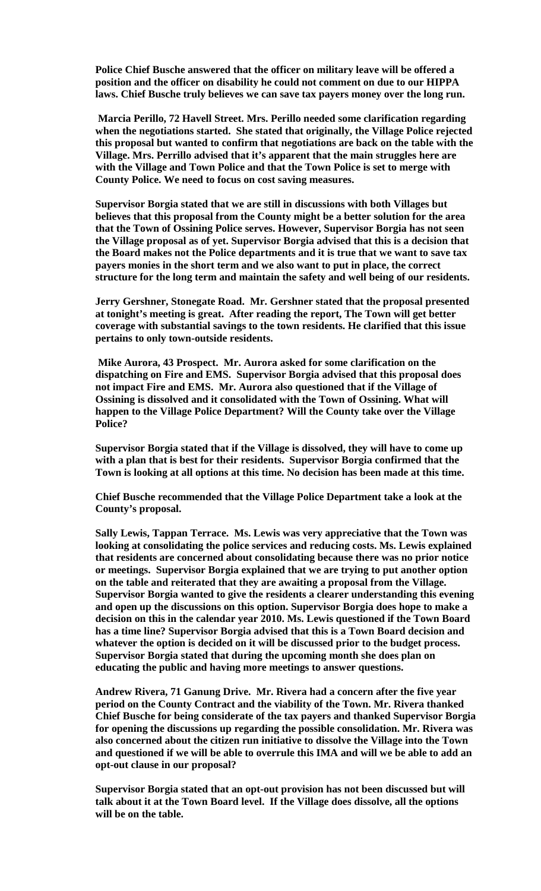**Police Chief Busche answered that the officer on military leave will be offered a position and the officer on disability he could not comment on due to our HIPPA laws. Chief Busche truly believes we can save tax payers money over the long run.**

**Marcia Perillo, 72 Havell Street. Mrs. Perillo needed some clarification regarding when the negotiations started. She stated that originally, the Village Police rejected this proposal but wanted to confirm that negotiations are back on the table with the Village. Mrs. Perrillo advised that it's apparent that the main struggles here are with the Village and Town Police and that the Town Police is set to merge with County Police. We need to focus on cost saving measures.**

**Supervisor Borgia stated that we are still in discussions with both Villages but believes that this proposal from the County might be a better solution for the area that the Town of Ossining Police serves. However, Supervisor Borgia has not seen the Village proposal as of yet. Supervisor Borgia advised that this is a decision that the Board makes not the Police departments and it is true that we want to save tax payers monies in the short term and we also want to put in place, the correct structure for the long term and maintain the safety and well being of our residents.**

**Jerry Gershner, Stonegate Road. Mr. Gershner stated that the proposal presented at tonight's meeting is great. After reading the report, The Town will get better coverage with substantial savings to the town residents. He clarified that this issue pertains to only town-outside residents.**

**Mike Aurora, 43 Prospect. Mr. Aurora asked for some clarification on the dispatching on Fire and EMS. Supervisor Borgia advised that this proposal does not impact Fire and EMS. Mr. Aurora also questioned that if the Village of Ossining is dissolved and it consolidated with the Town of Ossining. What will happen to the Village Police Department? Will the County take over the Village Police?**

**Supervisor Borgia stated that if the Village is dissolved, they will have to come up with a plan that is best for their residents. Supervisor Borgia confirmed that the Town is looking at all options at this time. No decision has been made at this time.**

**Chief Busche recommended that the Village Police Department take a look at the County's proposal.**

**Sally Lewis, Tappan Terrace. Ms. Lewis was very appreciative that the Town was looking at consolidating the police services and reducing costs. Ms. Lewis explained that residents are concerned about consolidating because there was no prior notice or meetings. Supervisor Borgia explained that we are trying to put another option on the table and reiterated that they are awaiting a proposal from the Village. Supervisor Borgia wanted to give the residents a clearer understanding this evening and open up the discussions on this option. Supervisor Borgia does hope to make a decision on this in the calendar year 2010. Ms. Lewis questioned if the Town Board has a time line? Supervisor Borgia advised that this is a Town Board decision and whatever the option is decided on it will be discussed prior to the budget process. Supervisor Borgia stated that during the upcoming month she does plan on educating the public and having more meetings to answer questions.**

**Andrew Rivera, 71 Ganung Drive. Mr. Rivera had a concern after the five year period on the County Contract and the viability of the Town. Mr. Rivera thanked Chief Busche for being considerate of the tax payers and thanked Supervisor Borgia for opening the discussions up regarding the possible consolidation. Mr. Rivera was also concerned about the citizen run initiative to dissolve the Village into the Town and questioned if we will be able to overrule this IMA and will we be able to add an opt-out clause in our proposal?**

**Supervisor Borgia stated that an opt-out provision has not been discussed but will talk about it at the Town Board level. If the Village does dissolve, all the options will be on the table.**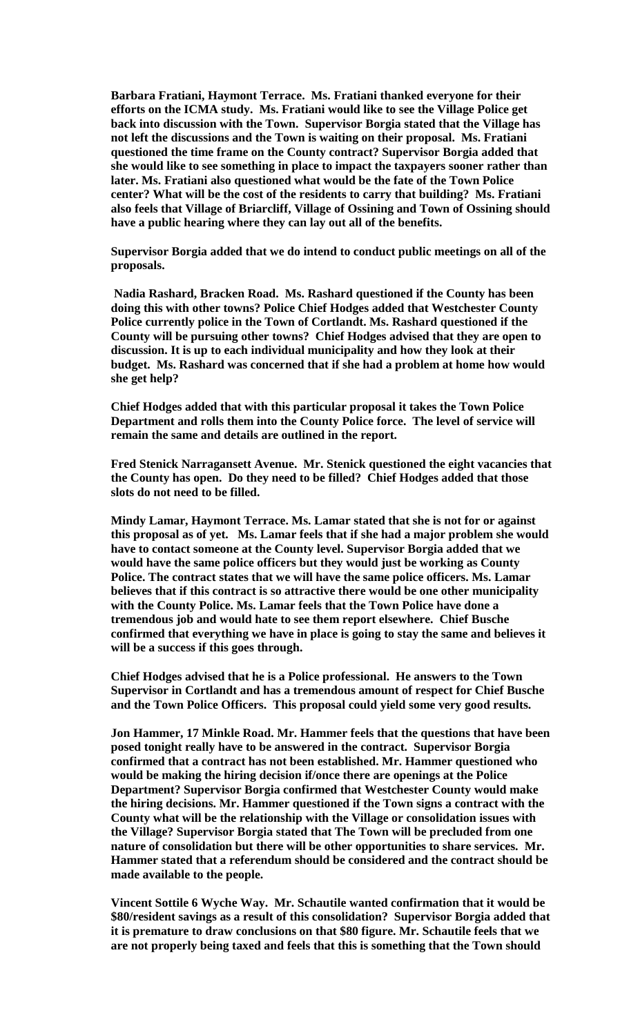**Barbara Fratiani, Haymont Terrace. Ms. Fratiani thanked everyone for their efforts on the ICMA study. Ms. Fratiani would like to see the Village Police get back into discussion with the Town. Supervisor Borgia stated that the Village has not left the discussions and the Town is waiting on their proposal. Ms. Fratiani questioned the time frame on the County contract? Supervisor Borgia added that she would like to see something in place to impact the taxpayers sooner rather than later. Ms. Fratiani also questioned what would be the fate of the Town Police center? What will be the cost of the residents to carry that building? Ms. Fratiani also feels that Village of Briarcliff, Village of Ossining and Town of Ossining should have a public hearing where they can lay out all of the benefits.**

**Supervisor Borgia added that we do intend to conduct public meetings on all of the proposals.**

**Nadia Rashard, Bracken Road. Ms. Rashard questioned if the County has been doing this with other towns? Police Chief Hodges added that Westchester County Police currently police in the Town of Cortlandt. Ms. Rashard questioned if the County will be pursuing other towns? Chief Hodges advised that they are open to discussion. It is up to each individual municipality and how they look at their budget. Ms. Rashard was concerned that if she had a problem at home how would she get help?**

**Chief Hodges added that with this particular proposal it takes the Town Police Department and rolls them into the County Police force. The level of service will remain the same and details are outlined in the report.**

**Fred Stenick Narragansett Avenue. Mr. Stenick questioned the eight vacancies that the County has open. Do they need to be filled? Chief Hodges added that those slots do not need to be filled.**

**Mindy Lamar, Haymont Terrace. Ms. Lamar stated that she is not for or against this proposal as of yet. Ms. Lamar feels that if she had a major problem she would have to contact someone at the County level. Supervisor Borgia added that we would have the same police officers but they would just be working as County Police. The contract states that we will have the same police officers. Ms. Lamar believes that if this contract is so attractive there would be one other municipality with the County Police. Ms. Lamar feels that the Town Police have done a tremendous job and would hate to see them report elsewhere. Chief Busche confirmed that everything we have in place is going to stay the same and believes it will be a success if this goes through.**

**Chief Hodges advised that he is a Police professional. He answers to the Town Supervisor in Cortlandt and has a tremendous amount of respect for Chief Busche and the Town Police Officers. This proposal could yield some very good results.**

**Jon Hammer, 17 Minkle Road. Mr. Hammer feels that the questions that have been posed tonight really have to be answered in the contract. Supervisor Borgia confirmed that a contract has not been established. Mr. Hammer questioned who would be making the hiring decision if/once there are openings at the Police Department? Supervisor Borgia confirmed that Westchester County would make the hiring decisions. Mr. Hammer questioned if the Town signs a contract with the County what will be the relationship with the Village or consolidation issues with the Village? Supervisor Borgia stated that The Town will be precluded from one nature of consolidation but there will be other opportunities to share services. Mr. Hammer stated that a referendum should be considered and the contract should be made available to the people.**

**Vincent Sottile 6 Wyche Way. Mr. Schautile wanted confirmation that it would be \$80/resident savings as a result of this consolidation? Supervisor Borgia added that it is premature to draw conclusions on that \$80 figure. Mr. Schautile feels that we are not properly being taxed and feels that this is something that the Town should**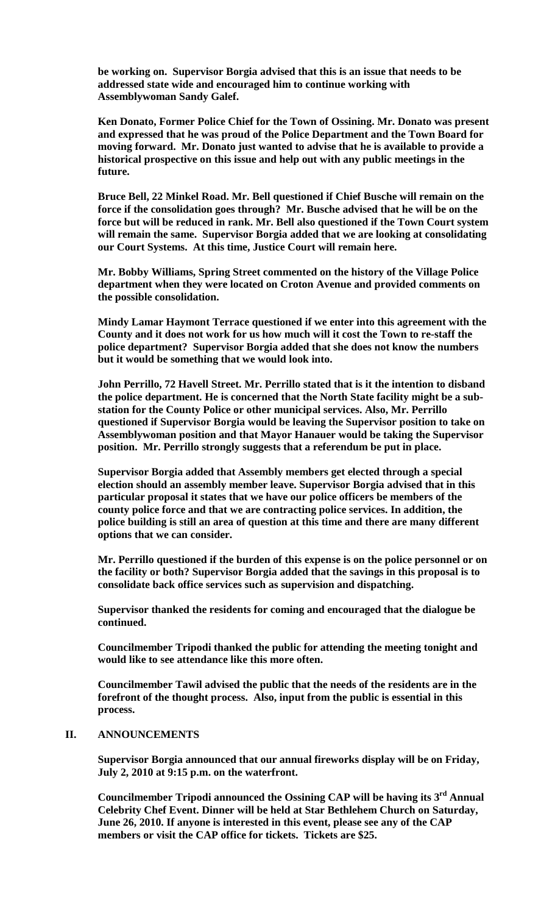**be working on. Supervisor Borgia advised that this is an issue that needs to be addressed state wide and encouraged him to continue working with Assemblywoman Sandy Galef.**

**Ken Donato, Former Police Chief for the Town of Ossining. Mr. Donato was present and expressed that he was proud of the Police Department and the Town Board for moving forward. Mr. Donato just wanted to advise that he is available to provide a historical prospective on this issue and help out with any public meetings in the future.**

**Bruce Bell, 22 Minkel Road. Mr. Bell questioned if Chief Busche will remain on the force if the consolidation goes through? Mr. Busche advised that he will be on the force but will be reduced in rank. Mr. Bell also questioned if the Town Court system will remain the same. Supervisor Borgia added that we are looking at consolidating our Court Systems. At this time, Justice Court will remain here.**

**Mr. Bobby Williams, Spring Street commented on the history of the Village Police department when they were located on Croton Avenue and provided comments on the possible consolidation.**

**Mindy Lamar Haymont Terrace questioned if we enter into this agreement with the County and it does not work for us how much will it cost the Town to re-staff the police department? Supervisor Borgia added that she does not know the numbers but it would be something that we would look into.**

**John Perrillo, 72 Havell Street. Mr. Perrillo stated that is it the intention to disband the police department. He is concerned that the North State facility might be a sub-station for the County Police or other municipal services. Also, Mr. Perrillo questioned if Supervisor Borgia would be leaving the Supervisor position to take on Assemblywoman position and that Mayor Hanauer would be taking the Supervisor position. Mr. Perrillo strongly suggests that a referendum be put in place.**

**Supervisor Borgia added that Assembly members get elected through a special election should an assembly member leave. Supervisor Borgia advised that in this particular proposal it states that we have our police officers be members of the county police force and that we are contracting police services. In addition, the police building is still an area of question at this time and there are many different options that we can consider.**

**Mr. Perrillo questioned if the burden of this expense is on the police personnel or on the facility or both? Supervisor Borgia added that the savings in this proposal is to consolidate back office services such as supervision and dispatching.**

**Supervisor thanked the residents for coming and encouraged that the dialogue be continued.**

**Councilmember Tripodi thanked the public for attending the meeting tonight and would like to see attendance like this more often.**

**Councilmember Tawil advised the public that the needs of the residents are in the forefront of the thought process. Also, input from the public is essential in this process.**

## II. ANNOUNCEMENTS

**Supervisor Borgia announced that our annual fireworks display will be on Friday, July 2, 2010 at 9:15 p.m. on the waterfront.**

**Councilmember Tripodi announced the Ossining CAP will be having its 3rd Annual Celebrity Chef Event. Dinner will be held at Star Bethlehem Church on Saturday, June 26, 2010. If anyone is interested in this event, please see any of the CAP members or visit the CAP office for tickets. Tickets are $25.**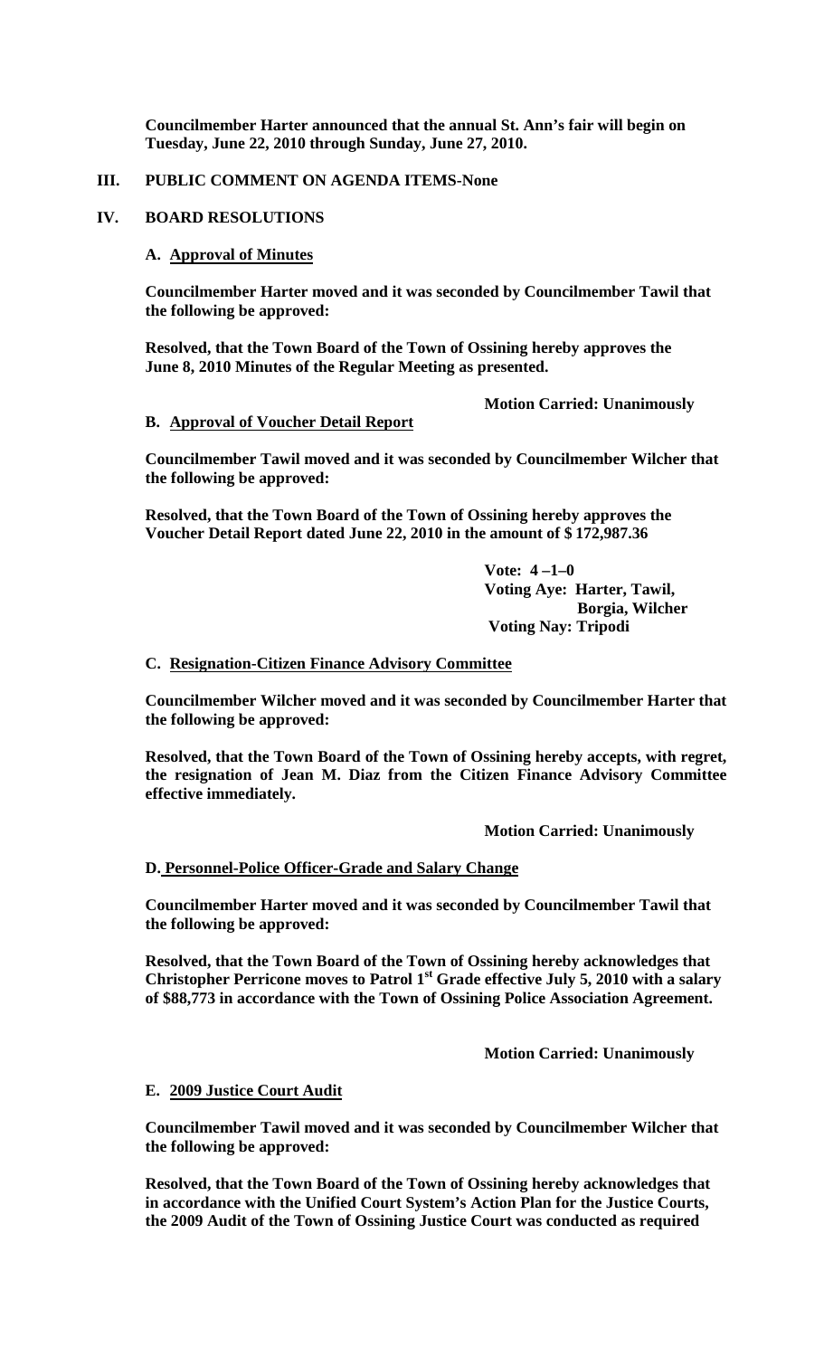**Councilmember Harter announced that the annual St. Ann's fair will begin on Tuesday, June 22, 2010 through Sunday, June 27, 2010.**

## III. PUBLIC COMMENT ON AGENDA ITEMS-None

## IV. BOARD RESOLUTIONS

### A. Approval of Minutes

**Councilmember Harter moved and it was seconded by Councilmember Tawil that the following be approved:**

**Resolved, that the Town Board of the Town of Ossining hereby approves the June 8, 2010 Minutes of the Regular Meeting as presented.**

**Motion Carried: Unanimously**

### B. Approval of Voucher Detail Report

**Councilmember Tawil moved and it was seconded by Councilmember Wilcher that the following be approved:**

**Resolved, that the Town Board of the Town of Ossining hereby approves the Voucher Detail Report dated June 22, 2010 in the amount of $ 172,987.36**

**Vote: 4 –1–0**
**Voting Aye: Harter, Tawil, Borgia, Wilcher**
**Voting Nay: Tripodi**

### C. Resignation-Citizen Finance Advisory Committee

**Councilmember Wilcher moved and it was seconded by Councilmember Harter that the following be approved:**

**Resolved, that the Town Board of the Town of Ossining hereby accepts, with regret, the resignation of Jean M. Diaz from the Citizen Finance Advisory Committee effective immediately.**

**Motion Carried: Unanimously**

### D. Personnel-Police Officer-Grade and Salary Change

**Councilmember Harter moved and it was seconded by Councilmember Tawil that the following be approved:**

**Resolved, that the Town Board of the Town of Ossining hereby acknowledges that Christopher Perricone moves to Patrol 1st Grade effective July 5, 2010 with a salary of $88,773 in accordance with the Town of Ossining Police Association Agreement.**

**Motion Carried: Unanimously**

### E. 2009 Justice Court Audit

**Councilmember Tawil moved and it was seconded by Councilmember Wilcher that the following be approved:**

**Resolved, that the Town Board of the Town of Ossining hereby acknowledges that in accordance with the Unified Court System's Action Plan for the Justice Courts, the 2009 Audit of the Town of Ossining Justice Court was conducted as required**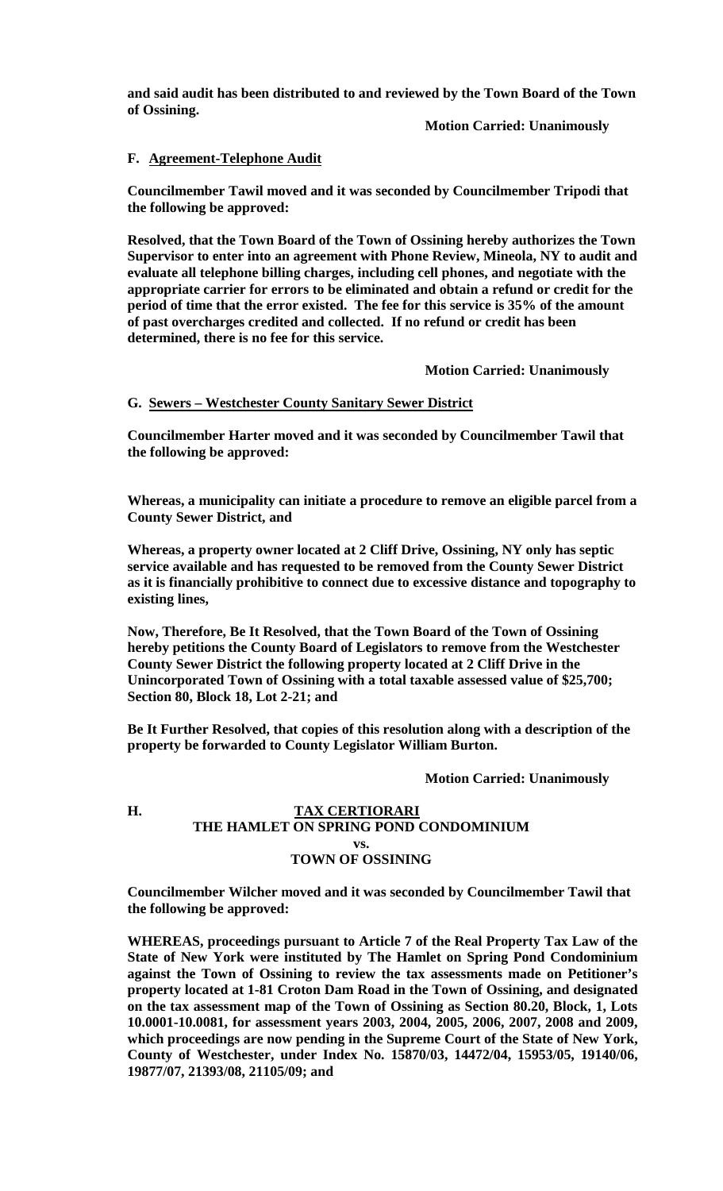**and said audit has been distributed to and reviewed by the Town Board of the Town of Ossining.**

**Motion Carried: Unanimously**

**F. Agreement-Telephone Audit**

**Councilmember Tawil moved and it was seconded by Councilmember Tripodi that the following be approved:**

**Resolved, that the Town Board of the Town of Ossining hereby authorizes the Town Supervisor to enter into an agreement with Phone Review, Mineola, NY to audit and evaluate all telephone billing charges, including cell phones, and negotiate with the appropriate carrier for errors to be eliminated and obtain a refund or credit for the period of time that the error existed. The fee for this service is 35% of the amount of past overcharges credited and collected. If no refund or credit has been determined, there is no fee for this service.**

**Motion Carried: Unanimously**

**G. Sewers – Westchester County Sanitary Sewer District**

**Councilmember Harter moved and it was seconded by Councilmember Tawil that the following be approved:**

**Whereas, a municipality can initiate a procedure to remove an eligible parcel from a County Sewer District, and**

**Whereas, a property owner located at 2 Cliff Drive, Ossining, NY only has septic service available and has requested to be removed from the County Sewer District as it is financially prohibitive to connect due to excessive distance and topography to existing lines,**

**Now, Therefore, Be It Resolved, that the Town Board of the Town of Ossining hereby petitions the County Board of Legislators to remove from the Westchester County Sewer District the following property located at 2 Cliff Drive in the Unincorporated Town of Ossining with a total taxable assessed value of $25,700; Section 80, Block 18, Lot 2-21; and**

**Be It Further Resolved, that copies of this resolution along with a description of the property be forwarded to County Legislator William Burton.**

**Motion Carried: Unanimously**

**H. TAX CERTIORARI**
**THE HAMLET ON SPRING POND CONDOMINIUM**
**vs.**
**TOWN OF OSSINING**

**Councilmember Wilcher moved and it was seconded by Councilmember Tawil that the following be approved:**

**WHEREAS, proceedings pursuant to Article 7 of the Real Property Tax Law of the State of New York were instituted by The Hamlet on Spring Pond Condominium against the Town of Ossining to review the tax assessments made on Petitioner's property located at 1-81 Croton Dam Road in the Town of Ossining, and designated on the tax assessment map of the Town of Ossining as Section 80.20, Block, 1, Lots 10.0001-10.0081, for assessment years 2003, 2004, 2005, 2006, 2007, 2008 and 2009, which proceedings are now pending in the Supreme Court of the State of New York, County of Westchester, under Index No. 15870/03, 14472/04, 15953/05, 19140/06, 19877/07, 21393/08, 21105/09; and**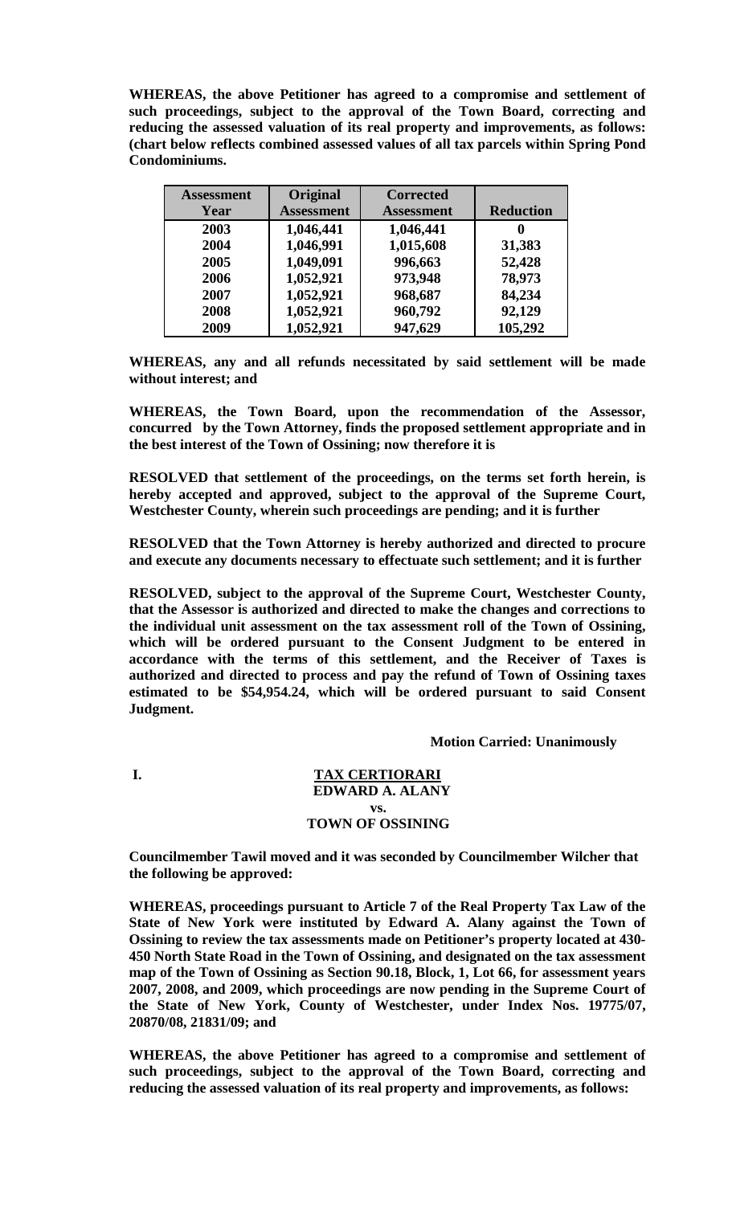**WHEREAS, the above Petitioner has agreed to a compromise and settlement of such proceedings, subject to the approval of the Town Board, correcting and reducing the assessed valuation of its real property and improvements, as follows: (chart below reflects combined assessed values of all tax parcels within Spring Pond Condominiums.**

| Assessment Year | Original Assessment | Corrected Assessment | Reduction |
|---|---|---|---|
| 2003 | 1,046,441 | 1,046,441 | 0 |
| 2004 | 1,046,991 | 1,015,608 | 31,383 |
| 2005 | 1,049,091 | 996,663 | 52,428 |
| 2006 | 1,052,921 | 973,948 | 78,973 |
| 2007 | 1,052,921 | 968,687 | 84,234 |
| 2008 | 1,052,921 | 960,792 | 92,129 |
| 2009 | 1,052,921 | 947,629 | 105,292 |

**WHEREAS, any and all refunds necessitated by said settlement will be made without interest; and**

**WHEREAS, the Town Board, upon the recommendation of the Assessor, concurred by the Town Attorney, finds the proposed settlement appropriate and in the best interest of the Town of Ossining; now therefore it is**

**RESOLVED that settlement of the proceedings, on the terms set forth herein, is hereby accepted and approved, subject to the approval of the Supreme Court, Westchester County, wherein such proceedings are pending; and it is further**

**RESOLVED that the Town Attorney is hereby authorized and directed to procure and execute any documents necessary to effectuate such settlement; and it is further**

**RESOLVED, subject to the approval of the Supreme Court, Westchester County, that the Assessor is authorized and directed to make the changes and corrections to the individual unit assessment on the tax assessment roll of the Town of Ossining, which will be ordered pursuant to the Consent Judgment to be entered in accordance with the terms of this settlement, and the Receiver of Taxes is authorized and directed to process and pay the refund of Town of Ossining taxes estimated to be $54,954.24, which will be ordered pursuant to said Consent Judgment.**

**Motion Carried: Unanimously**

**I. <u>TAX CERTIORARI</u>**
**EDWARD A. ALANY**
**vs.**
**TOWN OF OSSINING**

**Councilmember Tawil moved and it was seconded by Councilmember Wilcher that the following be approved:**

**WHEREAS, proceedings pursuant to Article 7 of the Real Property Tax Law of the State of New York were instituted by Edward A. Alany against the Town of Ossining to review the tax assessments made on Petitioner's property located at 430-450 North State Road in the Town of Ossining, and designated on the tax assessment map of the Town of Ossining as Section 90.18, Block, 1, Lot 66, for assessment years 2007, 2008, and 2009, which proceedings are now pending in the Supreme Court of the State of New York, County of Westchester, under Index Nos. 19775/07, 20870/08, 21831/09; and**

**WHEREAS, the above Petitioner has agreed to a compromise and settlement of such proceedings, subject to the approval of the Town Board, correcting and reducing the assessed valuation of its real property and improvements, as follows:**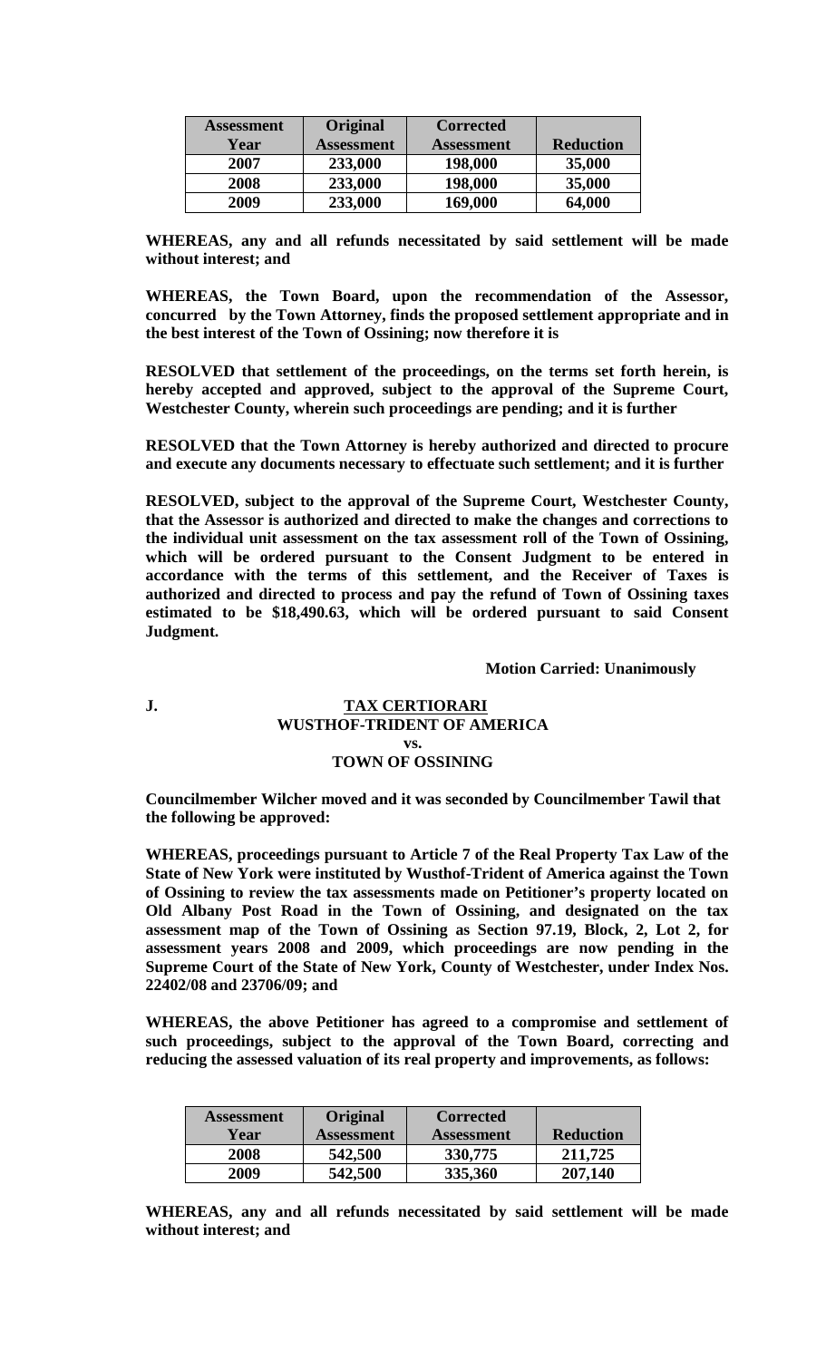| Assessment Year | Original Assessment | Corrected Assessment | Reduction |
|---|---|---|---|
| 2007 | 233,000 | 198,000 | 35,000 |
| 2008 | 233,000 | 198,000 | 35,000 |
| 2009 | 233,000 | 169,000 | 64,000 |

**WHEREAS, any and all refunds necessitated by said settlement will be made without interest; and**

**WHEREAS, the Town Board, upon the recommendation of the Assessor, concurred by the Town Attorney, finds the proposed settlement appropriate and in the best interest of the Town of Ossining; now therefore it is**

**RESOLVED that settlement of the proceedings, on the terms set forth herein, is hereby accepted and approved, subject to the approval of the Supreme Court, Westchester County, wherein such proceedings are pending; and it is further**

**RESOLVED that the Town Attorney is hereby authorized and directed to procure and execute any documents necessary to effectuate such settlement; and it is further**

**RESOLVED, subject to the approval of the Supreme Court, Westchester County, that the Assessor is authorized and directed to make the changes and corrections to the individual unit assessment on the tax assessment roll of the Town of Ossining, which will be ordered pursuant to the Consent Judgment to be entered in accordance with the terms of this settlement, and the Receiver of Taxes is authorized and directed to process and pay the refund of Town of Ossining taxes estimated to be $18,490.63, which will be ordered pursuant to said Consent Judgment.**

**Motion Carried: Unanimously**

**J. <u>TAX CERTIORARI</u>**
**WUSTHOF-TRIDENT OF AMERICA**
**vs.**
**TOWN OF OSSINING**

**Councilmember Wilcher moved and it was seconded by Councilmember Tawil that the following be approved:**

**WHEREAS, proceedings pursuant to Article 7 of the Real Property Tax Law of the State of New York were instituted by Wusthof-Trident of America against the Town of Ossining to review the tax assessments made on Petitioner's property located on Old Albany Post Road in the Town of Ossining, and designated on the tax assessment map of the Town of Ossining as Section 97.19, Block, 2, Lot 2, for assessment years 2008 and 2009, which proceedings are now pending in the Supreme Court of the State of New York, County of Westchester, under Index Nos. 22402/08 and 23706/09; and**

**WHEREAS, the above Petitioner has agreed to a compromise and settlement of such proceedings, subject to the approval of the Town Board, correcting and reducing the assessed valuation of its real property and improvements, as follows:**

| Assessment Year | Original Assessment | Corrected Assessment | Reduction |
|---|---|---|---|
| 2008 | 542,500 | 330,775 | 211,725 |
| 2009 | 542,500 | 335,360 | 207,140 |

**WHEREAS, any and all refunds necessitated by said settlement will be made without interest; and**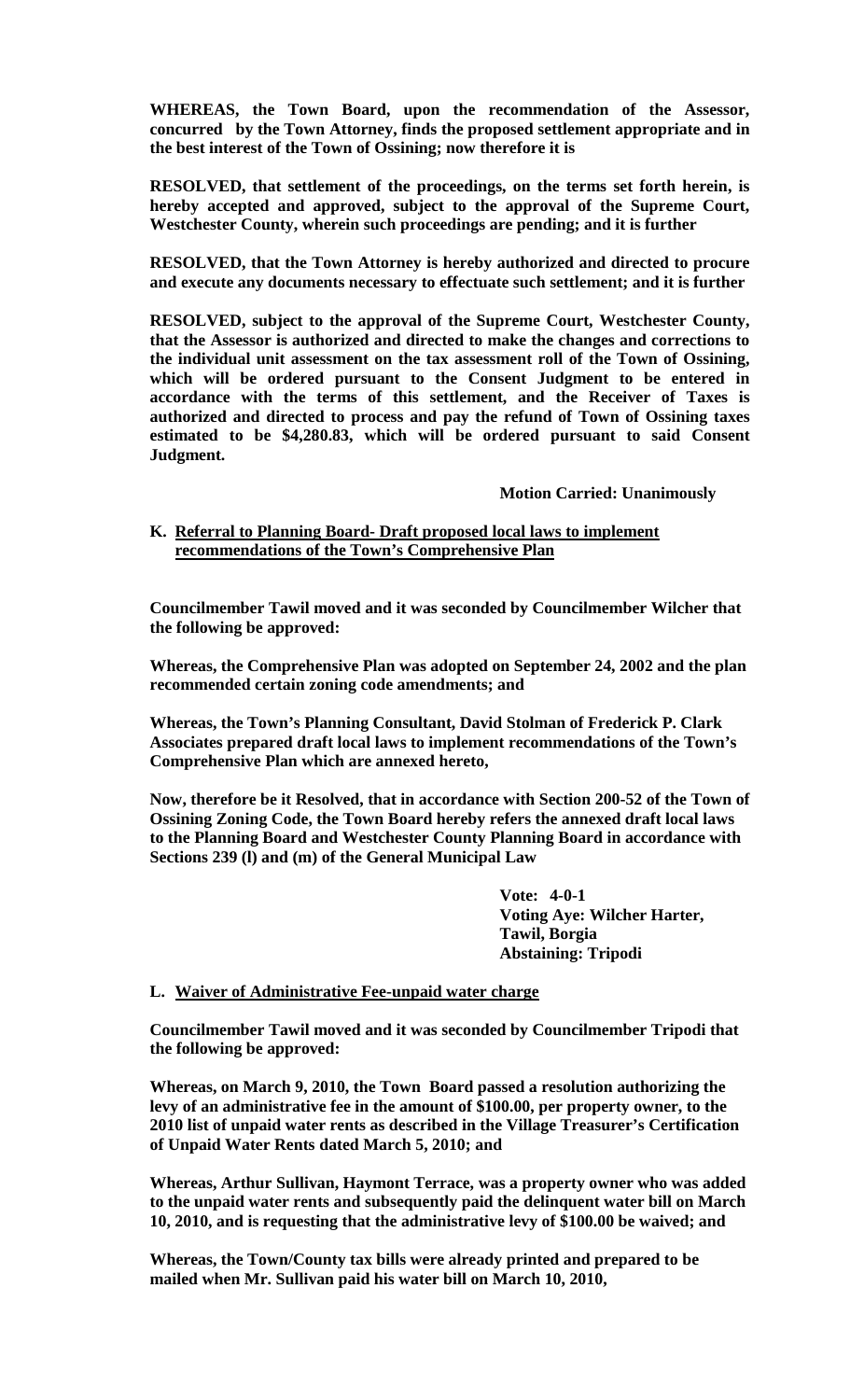**WHEREAS, the Town Board, upon the recommendation of the Assessor, concurred by the Town Attorney, finds the proposed settlement appropriate and in the best interest of the Town of Ossining; now therefore it is**

**RESOLVED, that settlement of the proceedings, on the terms set forth herein, is hereby accepted and approved, subject to the approval of the Supreme Court, Westchester County, wherein such proceedings are pending; and it is further**

**RESOLVED, that the Town Attorney is hereby authorized and directed to procure and execute any documents necessary to effectuate such settlement; and it is further**

**RESOLVED, subject to the approval of the Supreme Court, Westchester County, that the Assessor is authorized and directed to make the changes and corrections to the individual unit assessment on the tax assessment roll of the Town of Ossining, which will be ordered pursuant to the Consent Judgment to be entered in accordance with the terms of this settlement, and the Receiver of Taxes is authorized and directed to process and pay the refund of Town of Ossining taxes estimated to be $4,280.83, which will be ordered pursuant to said Consent Judgment.**

**Motion Carried: Unanimously**

**K. Referral to Planning Board- Draft proposed local laws to implement recommendations of the Town's Comprehensive Plan**

**Councilmember Tawil moved and it was seconded by Councilmember Wilcher that the following be approved:**

**Whereas, the Comprehensive Plan was adopted on September 24, 2002 and the plan recommended certain zoning code amendments; and**

**Whereas, the Town's Planning Consultant, David Stolman of Frederick P. Clark Associates prepared draft local laws to implement recommendations of the Town's Comprehensive Plan which are annexed hereto,**

**Now, therefore be it Resolved, that in accordance with Section 200-52 of the Town of Ossining Zoning Code, the Town Board hereby refers the annexed draft local laws to the Planning Board and Westchester County Planning Board in accordance with Sections 239 (l) and (m) of the General Municipal Law**

**Vote: 4-0-1**
**Voting Aye: Wilcher Harter, Tawil, Borgia**
**Abstaining: Tripodi**

**L. Waiver of Administrative Fee-unpaid water charge**

**Councilmember Tawil moved and it was seconded by Councilmember Tripodi that the following be approved:**

**Whereas, on March 9, 2010, the Town Board passed a resolution authorizing the levy of an administrative fee in the amount of $100.00, per property owner, to the 2010 list of unpaid water rents as described in the Village Treasurer's Certification of Unpaid Water Rents dated March 5, 2010; and**

**Whereas, Arthur Sullivan, Haymont Terrace, was a property owner who was added to the unpaid water rents and subsequently paid the delinquent water bill on March 10, 2010, and is requesting that the administrative levy of $100.00 be waived; and**

**Whereas, the Town/County tax bills were already printed and prepared to be mailed when Mr. Sullivan paid his water bill on March 10, 2010,**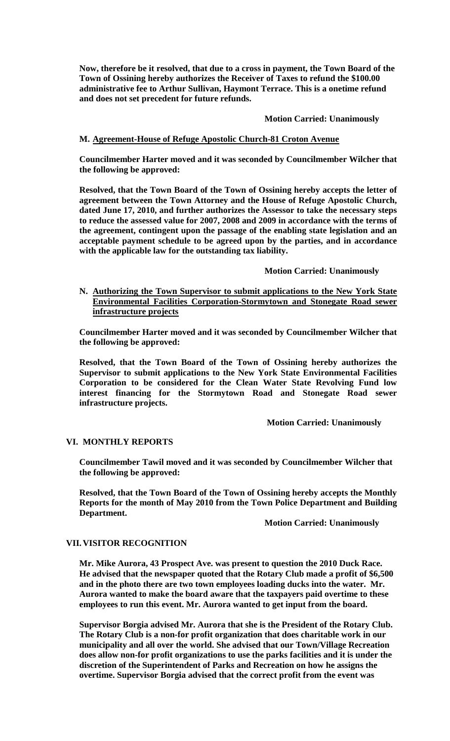**Now, therefore be it resolved, that due to a cross in payment, the Town Board of the Town of Ossining hereby authorizes the Receiver of Taxes to refund the $100.00 administrative fee to Arthur Sullivan, Haymont Terrace. This is a onetime refund and does not set precedent for future refunds.**

**Motion Carried: Unanimously**

**M. Agreement-House of Refuge Apostolic Church-81 Croton Avenue**

**Councilmember Harter moved and it was seconded by Councilmember Wilcher that the following be approved:**

**Resolved, that the Town Board of the Town of Ossining hereby accepts the letter of agreement between the Town Attorney and the House of Refuge Apostolic Church, dated June 17, 2010, and further authorizes the Assessor to take the necessary steps to reduce the assessed value for 2007, 2008 and 2009 in accordance with the terms of the agreement, contingent upon the passage of the enabling state legislation and an acceptable payment schedule to be agreed upon by the parties, and in accordance with the applicable law for the outstanding tax liability.**

**Motion Carried: Unanimously**

**N. Authorizing the Town Supervisor to submit applications to the New York State Environmental Facilities Corporation-Stormytown and Stonegate Road sewer infrastructure projects**

**Councilmember Harter moved and it was seconded by Councilmember Wilcher that the following be approved:**

**Resolved, that the Town Board of the Town of Ossining hereby authorizes the Supervisor to submit applications to the New York State Environmental Facilities Corporation to be considered for the Clean Water State Revolving Fund low interest financing for the Stormytown Road and Stonegate Road sewer infrastructure projects.**

**Motion Carried: Unanimously**

**VI. MONTHLY REPORTS**

**Councilmember Tawil moved and it was seconded by Councilmember Wilcher that the following be approved:**

**Resolved, that the Town Board of the Town of Ossining hereby accepts the Monthly Reports for the month of May 2010 from the Town Police Department and Building Department.**

**Motion Carried: Unanimously**

**VII. VISITOR RECOGNITION**

**Mr. Mike Aurora, 43 Prospect Ave. was present to question the 2010 Duck Race. He advised that the newspaper quoted that the Rotary Club made a profit of $6,500 and in the photo there are two town employees loading ducks into the water. Mr. Aurora wanted to make the board aware that the taxpayers paid overtime to these employees to run this event. Mr. Aurora wanted to get input from the board.**

**Supervisor Borgia advised Mr. Aurora that she is the President of the Rotary Club. The Rotary Club is a non-for profit organization that does charitable work in our municipality and all over the world. She advised that our Town/Village Recreation does allow non-for profit organizations to use the parks facilities and it is under the discretion of the Superintendent of Parks and Recreation on how he assigns the overtime. Supervisor Borgia advised that the correct profit from the event was**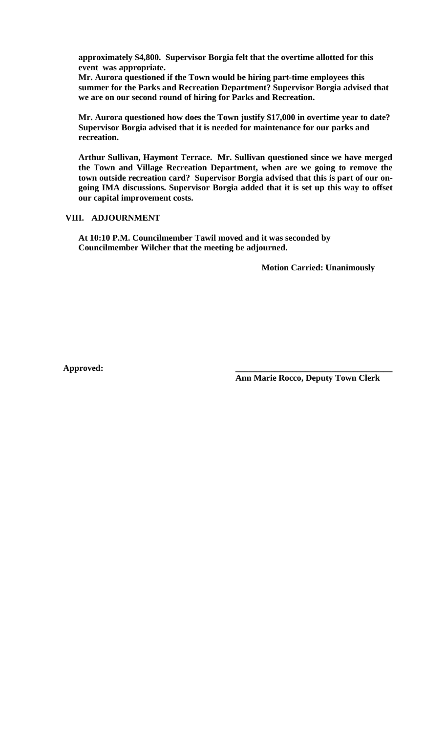**approximately $4,800. Supervisor Borgia felt that the overtime allotted for this event was appropriate.**

**Mr. Aurora questioned if the Town would be hiring part-time employees this summer for the Parks and Recreation Department? Supervisor Borgia advised that we are on our second round of hiring for Parks and Recreation.**

**Mr. Aurora questioned how does the Town justify $17,000 in overtime year to date? Supervisor Borgia advised that it is needed for maintenance for our parks and recreation.**

**Arthur Sullivan, Haymont Terrace. Mr. Sullivan questioned since we have merged the Town and Village Recreation Department, when are we going to remove the town outside recreation card? Supervisor Borgia advised that this is part of our on-going IMA discussions. Supervisor Borgia added that it is set up this way to offset our capital improvement costs.**

## VIII. ADJOURNMENT

**At 10:10 P.M. Councilmember Tawil moved and it was seconded by Councilmember Wilcher that the meeting be adjourned.**

**Motion Carried: Unanimously**

**Approved:** \_\_\_\_\_\_\_\_\_\_\_\_\_\_\_\_\_\_\_\_\_\_\_\_\_\_\_\_\_\_\_\_\_\_\_\_

**Ann Marie Rocco, Deputy Town Clerk**